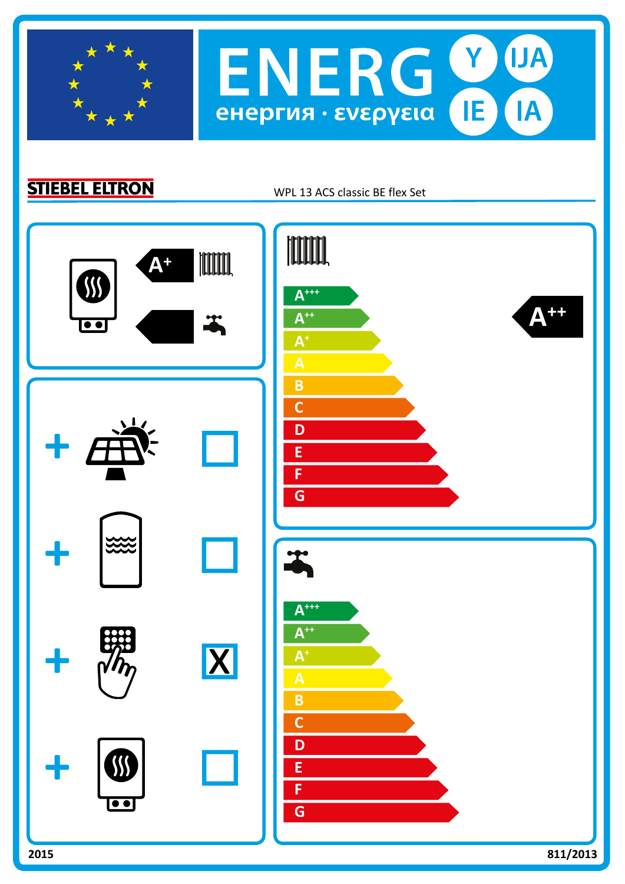# ENERG Y IJA IE IA

енергия · ενεργεια

**STIEBEL ELTRON**

WPL 13 ACS classic BE flex Set

A+ (space heating)

+ ☐ (solar)
+ ☐ (storage tank)
+ X (temperature control)
+ ☐ (supplementary heater)

**Space heating energy efficiency class:** A++

A+++ | A++ | A+ | A | B | C | D | E | F | G

**Water heating energy efficiency class:**

A+++ | A++ | A+ | A | B | C | D | E | F | G

2015

811/2013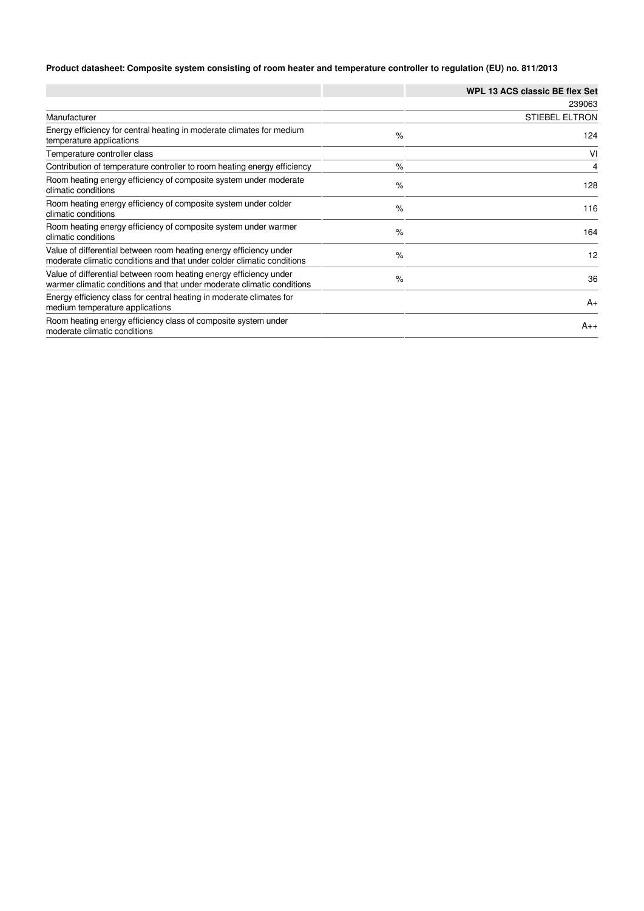**Product datasheet: Composite system consisting of room heater and temperature controller to regulation (EU) no. 811/2013**

| | | WPL 13 ACS classic BE flex Set |
|---|---|---|
| | | 239063 |
| Manufacturer | | STIEBEL ELTRON |
| Energy efficiency for central heating in moderate climates for medium temperature applications | % | 124 |
| Temperature controller class | | VI |
| Contribution of temperature controller to room heating energy efficiency | % | 4 |
| Room heating energy efficiency of composite system under moderate climatic conditions | % | 128 |
| Room heating energy efficiency of composite system under colder climatic conditions | % | 116 |
| Room heating energy efficiency of composite system under warmer climatic conditions | % | 164 |
| Value of differential between room heating energy efficiency under moderate climatic conditions and that under colder climatic conditions | % | 12 |
| Value of differential between room heating energy efficiency under warmer climatic conditions and that under moderate climatic conditions | % | 36 |
| Energy efficiency class for central heating in moderate climates for medium temperature applications | | A+ |
| Room heating energy efficiency class of composite system under moderate climatic conditions | | A++ |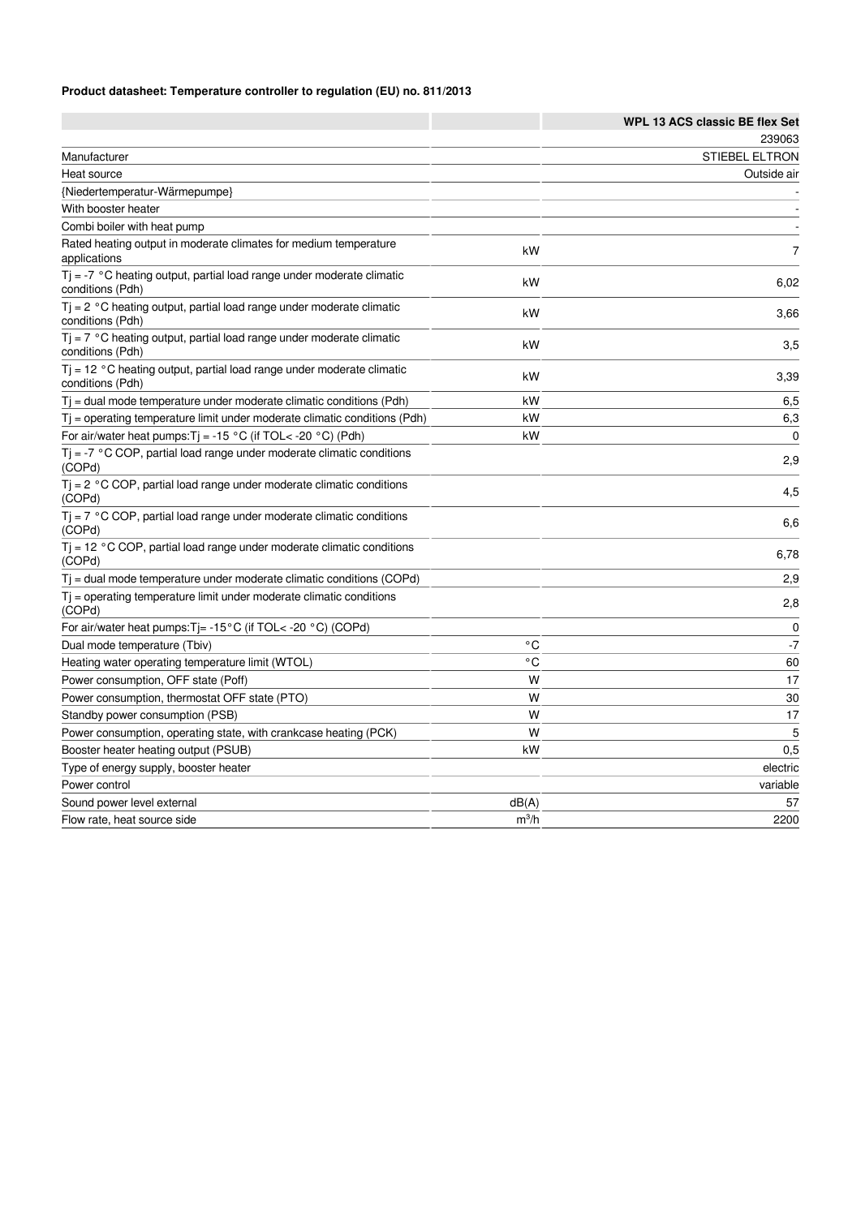**Product datasheet: Temperature controller to regulation (EU) no. 811/2013**

| | | WPL 13 ACS classic BE flex Set |
|---|---|---|
| | | 239063 |
| Manufacturer | | STIEBEL ELTRON |
| Heat source | | Outside air |
| {Niedertemperatur-Wärmepumpe} | | - |
| With booster heater | | - |
| Combi boiler with heat pump | | - |
| Rated heating output in moderate climates for medium temperature applications | kW | 7 |
| Tj = -7 °C heating output, partial load range under moderate climatic conditions (Pdh) | kW | 6,02 |
| Tj = 2 °C heating output, partial load range under moderate climatic conditions (Pdh) | kW | 3,66 |
| Tj = 7 °C heating output, partial load range under moderate climatic conditions (Pdh) | kW | 3,5 |
| Tj = 12 °C heating output, partial load range under moderate climatic conditions (Pdh) | kW | 3,39 |
| Tj = dual mode temperature under moderate climatic conditions (Pdh) | kW | 6,5 |
| Tj = operating temperature limit under moderate climatic conditions (Pdh) | kW | 6,3 |
| For air/water heat pumps:Tj = -15 °C (if TOL< -20 °C) (Pdh) | kW | 0 |
| Tj = -7 °C COP, partial load range under moderate climatic conditions (COPd) | | 2,9 |
| Tj = 2 °C COP, partial load range under moderate climatic conditions (COPd) | | 4,5 |
| Tj = 7 °C COP, partial load range under moderate climatic conditions (COPd) | | 6,6 |
| Tj = 12 °C COP, partial load range under moderate climatic conditions (COPd) | | 6,78 |
| Tj = dual mode temperature under moderate climatic conditions (COPd) | | 2,9 |
| Tj = operating temperature limit under moderate climatic conditions (COPd) | | 2,8 |
| For air/water heat pumps:Tj= -15°C (if TOL< -20 °C) (COPd) | | 0 |
| Dual mode temperature (Tbiv) | °C | -7 |
| Heating water operating temperature limit (WTOL) | °C | 60 |
| Power consumption, OFF state (Poff) | W | 17 |
| Power consumption, thermostat OFF state (PTO) | W | 30 |
| Standby power consumption (PSB) | W | 17 |
| Power consumption, operating state, with crankcase heating (PCK) | W | 5 |
| Booster heater heating output (PSUB) | kW | 0,5 |
| Type of energy supply, booster heater | | electric |
| Power control | | variable |
| Sound power level external | dB(A) | 57 |
| Flow rate, heat source side | $m^3/h$ | 2200 |